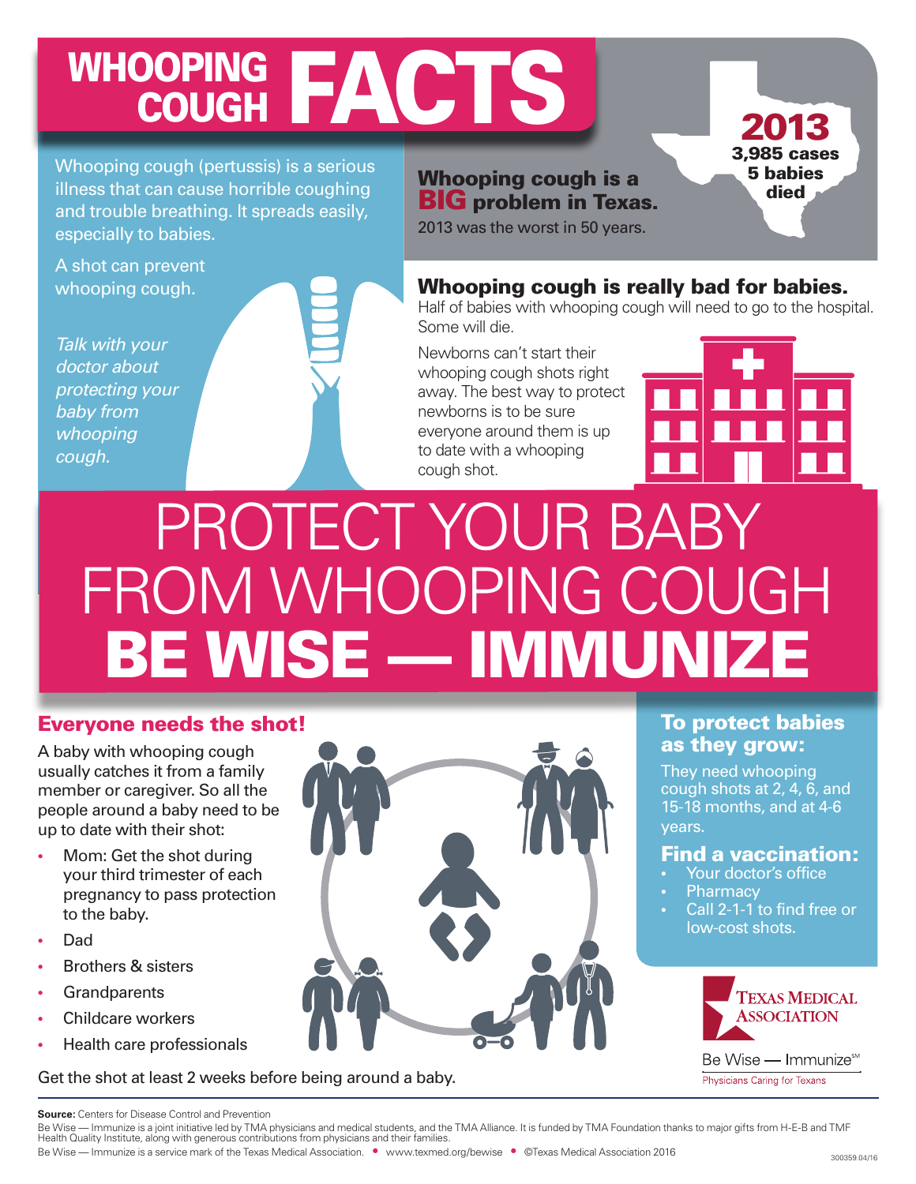# WHOOPING COUGH FACTS

Whooping cough (pertussis) is a serious illness that can cause horrible coughing and trouble breathing. It spreads easily, especially to babies.

A shot can prevent whooping cough.

*Talk with your doctor about protecting your baby from whooping cough.*

## Whooping cough is a BIG problem in Texas.

2013 was the worst in 50 years.

**2013**
**3,985 cases**
**5 babies died**

## Whooping cough is really bad for babies.

Half of babies with whooping cough will need to go to the hospital. Some will die.

Newborns can't start their whooping cough shots right away. The best way to protect newborns is to be sure everyone around them is up to date with a whooping cough shot.

# PROTECT YOUR BABY FROM WHOOPING COUGH

# BE WISE — IMMUNIZE

## Everyone needs the shot!

A baby with whooping cough usually catches it from a family member or caregiver. So all the people around a baby need to be up to date with their shot:

- Mom: Get the shot during your third trimester of each pregnancy to pass protection to the baby.
- Dad
- Brothers & sisters
- Grandparents
- Childcare workers
- Health care professionals

Get the shot at least 2 weeks before being around a baby.

## To protect babies as they grow:

They need whooping cough shots at 2, 4, 6, and 15-18 months, and at 4-6 years.

## Find a vaccination:

- Your doctor's office
- Pharmacy
- Call 2-1-1 to find free or low-cost shots.

TEXAS MEDICAL ASSOCIATION

Be Wise — Immunize℠

Physicians Caring for Texans

**Source:** Centers for Disease Control and Prevention

Be Wise — Immunize is a joint initiative led by TMA physicians and medical students, and the TMA Alliance. It is funded by TMA Foundation thanks to major gifts from H-E-B and TMF Health Quality Institute, along with generous contributions from physicians and their families.

Be Wise — Immunize is a service mark of the Texas Medical Association. • www.texmed.org/bewise • ©Texas Medical Association 2016

300359.04/16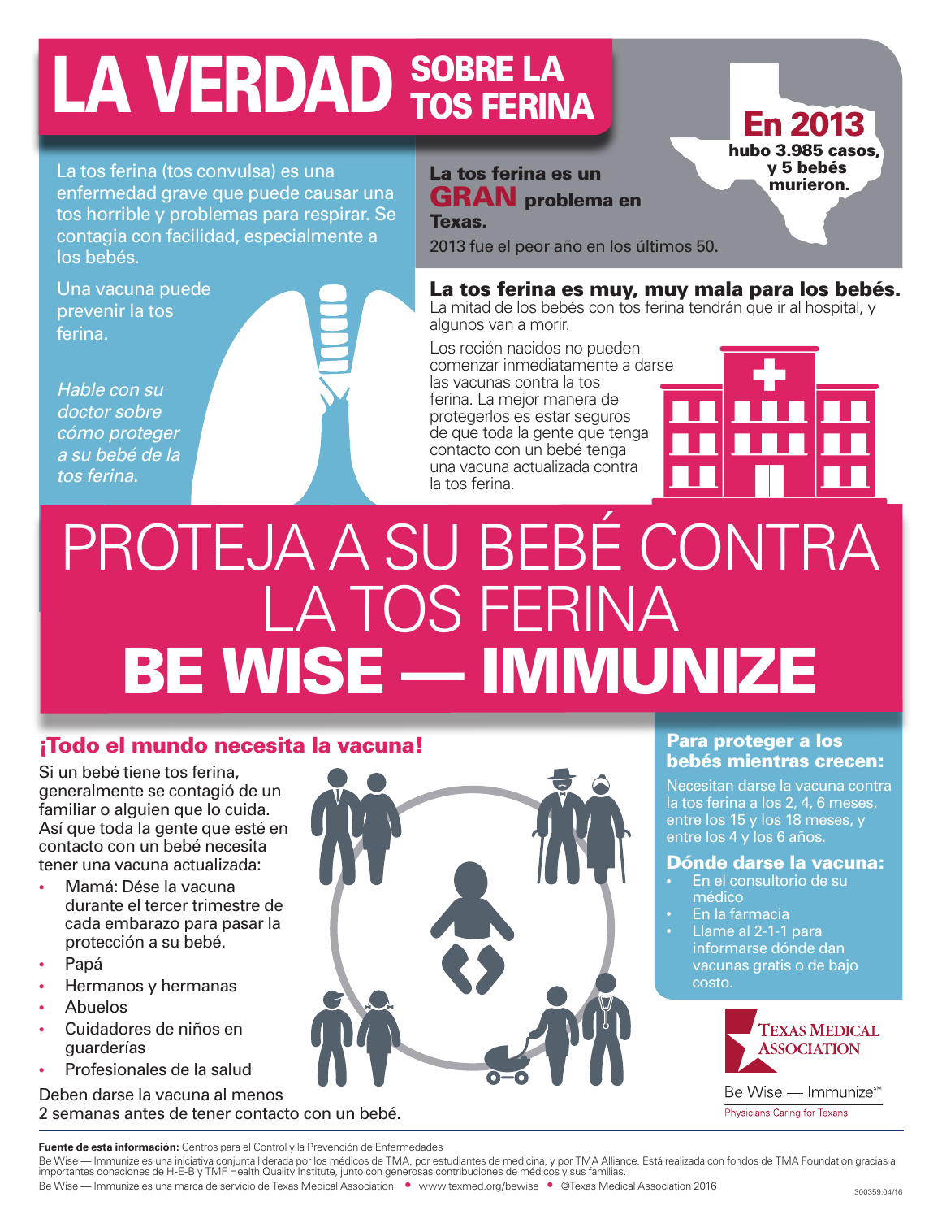# LA VERDAD SOBRE LA TOS FERINA

La tos ferina (tos convulsa) es una enfermedad grave que puede causar una tos horrible y problemas para respirar. Se contagia con facilidad, especialmente a los bebés.

Una vacuna puede prevenir la tos ferina.

*Hable con su doctor sobre cómo proteger a su bebé de la tos ferina.*

**La tos ferina es un GRAN problema en Texas.**

2013 fue el peor año en los últimos 50.

**En 2013 hubo 3.985 casos, y 5 bebés murieron.**

**La tos ferina es muy, muy mala para los bebés.**

La mitad de los bebés con tos ferina tendrán que ir al hospital, y algunos van a morir.

Los recién nacidos no pueden comenzar inmediatamente a darse las vacunas contra la tos ferina. La mejor manera de protegerlos es estar seguros de que toda la gente que tenga contacto con un bebé tenga una vacuna actualizada contra la tos ferina.

# PROTEJA A SU BEBÉ CONTRA LA TOS FERINA

# BE WISE — IMMUNIZE

## ¡Todo el mundo necesita la vacuna!

Si un bebé tiene tos ferina, generalmente se contagió de un familiar o alguien que lo cuida. Así que toda la gente que esté en contacto con un bebé necesita tener una vacuna actualizada:

- Mamá: Dése la vacuna durante el tercer trimestre de cada embarazo para pasar la protección a su bebé.
- Papá
- Hermanos y hermanas
- Abuelos
- Cuidadores de niños en guarderías
- Profesionales de la salud

Deben darse la vacuna al menos 2 semanas antes de tener contacto con un bebé.

## Para proteger a los bebés mientras crecen:

Necesitan darse la vacuna contra la tos ferina a los 2, 4, 6 meses, entre los 15 y los 18 meses, y entre los 4 y los 6 años.

## Dónde darse la vacuna:

- En el consultorio de su médico
- En la farmacia
- Llame al 2-1-1 para informarse dónde dan vacunas gratis o de bajo costo.

TEXAS MEDICAL ASSOCIATION

Be Wise — Immunize℠

Physicians Caring for Texans

**Fuente de esta información:** Centros para el Control y la Prevención de Enfermedades

Be Wise — Immunize es una iniciativa conjunta liderada por los médicos de TMA, por estudiantes de medicina, y por TMA Alliance. Está realizada con fondos de TMA Foundation gracias a importantes donaciones de H-E-B y TMF Health Quality Institute, junto con generosas contribuciones de médicos y sus familias.

Be Wise — Immunize es una marca de servicio de Texas Medical Association. • www.texmed.org/bewise • ©Texas Medical Association 2016

300359.04/16